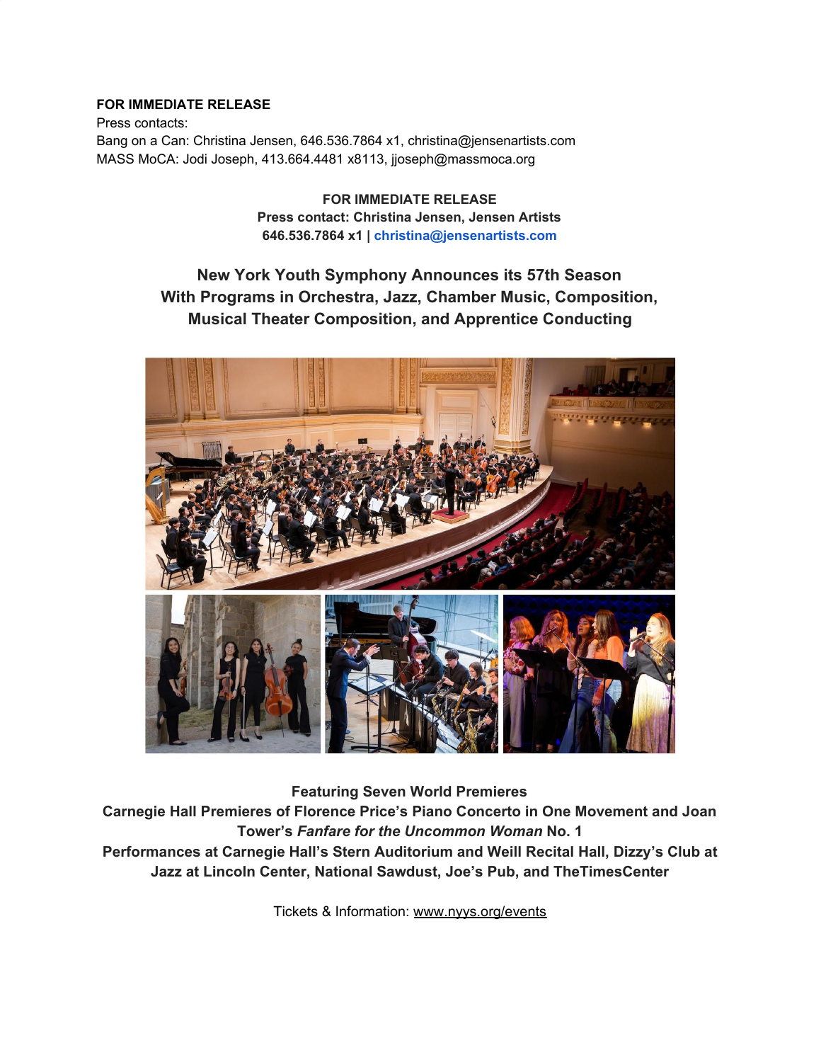**FOR IMMEDIATE RELEASE**
Press contacts:
Bang on a Can: Christina Jensen, 646.536.7864 x1, christina@jensenartists.com
MASS MoCA: Jodi Joseph, 413.664.4481 x8113, jjoseph@massmoca.org

**FOR IMMEDIATE RELEASE**
**Press contact: Christina Jensen, Jensen Artists**
**646.536.7864 x1 | christina@jensenartists.com**

## New York Youth Symphony Announces its 57th Season With Programs in Orchestra, Jazz, Chamber Music, Composition, Musical Theater Composition, and Apprentice Conducting

**Featuring Seven World Premieres**
**Carnegie Hall Premieres of Florence Price's Piano Concerto in One Movement and Joan Tower's *Fanfare for the Uncommon Woman* No. 1**
**Performances at Carnegie Hall's Stern Auditorium and Weill Recital Hall, Dizzy's Club at Jazz at Lincoln Center, National Sawdust, Joe's Pub, and TheTimesCenter**

Tickets & Information: www.nyys.org/events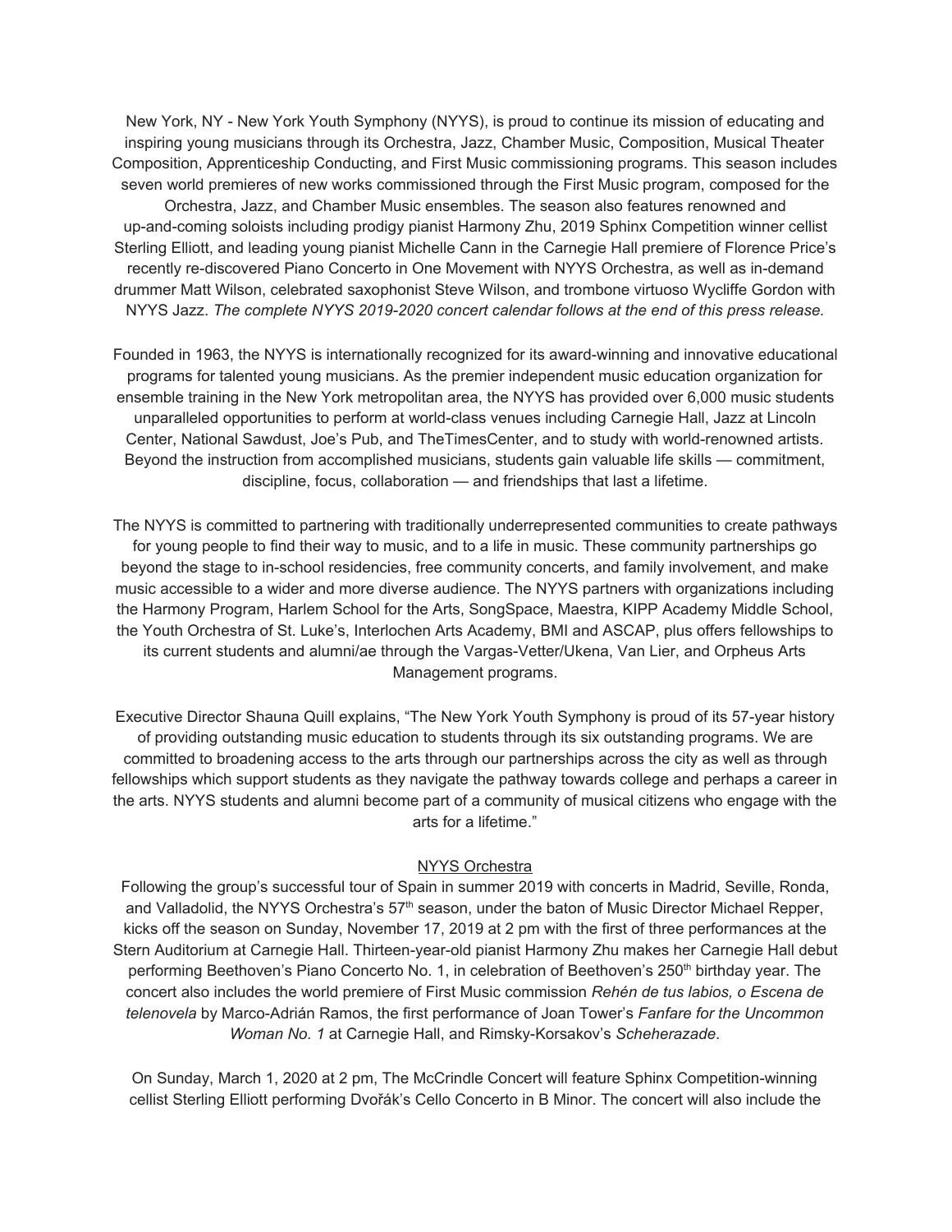New York, NY - New York Youth Symphony (NYYS), is proud to continue its mission of educating and inspiring young musicians through its Orchestra, Jazz, Chamber Music, Composition, Musical Theater Composition, Apprenticeship Conducting, and First Music commissioning programs. This season includes seven world premieres of new works commissioned through the First Music program, composed for the Orchestra, Jazz, and Chamber Music ensembles. The season also features renowned and up-and-coming soloists including prodigy pianist Harmony Zhu, 2019 Sphinx Competition winner cellist Sterling Elliott, and leading young pianist Michelle Cann in the Carnegie Hall premiere of Florence Price's recently re-discovered Piano Concerto in One Movement with NYYS Orchestra, as well as in-demand drummer Matt Wilson, celebrated saxophonist Steve Wilson, and trombone virtuoso Wycliffe Gordon with NYYS Jazz. *The complete NYYS 2019-2020 concert calendar follows at the end of this press release.*

Founded in 1963, the NYYS is internationally recognized for its award-winning and innovative educational programs for talented young musicians. As the premier independent music education organization for ensemble training in the New York metropolitan area, the NYYS has provided over 6,000 music students unparalleled opportunities to perform at world-class venues including Carnegie Hall, Jazz at Lincoln Center, National Sawdust, Joe's Pub, and TheTimesCenter, and to study with world-renowned artists. Beyond the instruction from accomplished musicians, students gain valuable life skills — commitment, discipline, focus, collaboration — and friendships that last a lifetime.

The NYYS is committed to partnering with traditionally underrepresented communities to create pathways for young people to find their way to music, and to a life in music. These community partnerships go beyond the stage to in-school residencies, free community concerts, and family involvement, and make music accessible to a wider and more diverse audience. The NYYS partners with organizations including the Harmony Program, Harlem School for the Arts, SongSpace, Maestra, KIPP Academy Middle School, the Youth Orchestra of St. Luke's, Interlochen Arts Academy, BMI and ASCAP, plus offers fellowships to its current students and alumni/ae through the Vargas-Vetter/Ukena, Van Lier, and Orpheus Arts Management programs.

Executive Director Shauna Quill explains, "The New York Youth Symphony is proud of its 57-year history of providing outstanding music education to students through its six outstanding programs. We are committed to broadening access to the arts through our partnerships across the city as well as through fellowships which support students as they navigate the pathway towards college and perhaps a career in the arts. NYYS students and alumni become part of a community of musical citizens who engage with the arts for a lifetime."

## NYYS Orchestra

Following the group's successful tour of Spain in summer 2019 with concerts in Madrid, Seville, Ronda, and Valladolid, the NYYS Orchestra's 57th season, under the baton of Music Director Michael Repper, kicks off the season on Sunday, November 17, 2019 at 2 pm with the first of three performances at the Stern Auditorium at Carnegie Hall. Thirteen-year-old pianist Harmony Zhu makes her Carnegie Hall debut performing Beethoven's Piano Concerto No. 1, in celebration of Beethoven's 250th birthday year. The concert also includes the world premiere of First Music commission *Rehén de tus labios, o Escena de telenovela* by Marco-Adrián Ramos, the first performance of Joan Tower's *Fanfare for the Uncommon Woman No. 1* at Carnegie Hall, and Rimsky-Korsakov's *Scheherazade*.

On Sunday, March 1, 2020 at 2 pm, The McCrindle Concert will feature Sphinx Competition-winning cellist Sterling Elliott performing Dvořák's Cello Concerto in B Minor. The concert will also include the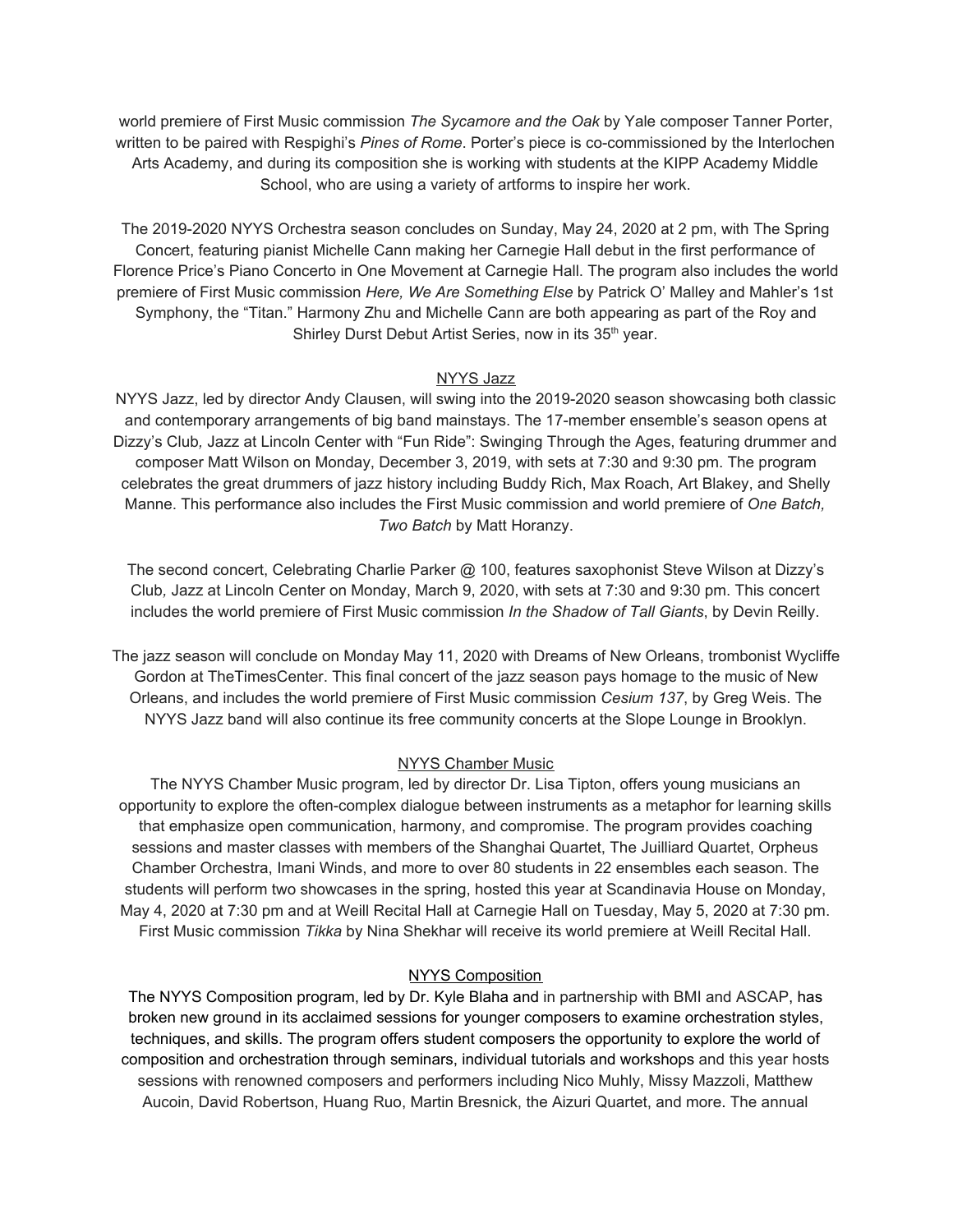world premiere of First Music commission *The Sycamore and the Oak* by Yale composer Tanner Porter, written to be paired with Respighi's *Pines of Rome*. Porter's piece is co-commissioned by the Interlochen Arts Academy, and during its composition she is working with students at the KIPP Academy Middle School, who are using a variety of artforms to inspire her work.

The 2019-2020 NYYS Orchestra season concludes on Sunday, May 24, 2020 at 2 pm, with The Spring Concert, featuring pianist Michelle Cann making her Carnegie Hall debut in the first performance of Florence Price's Piano Concerto in One Movement at Carnegie Hall. The program also includes the world premiere of First Music commission *Here, We Are Something Else* by Patrick O' Malley and Mahler's 1st Symphony, the "Titan." Harmony Zhu and Michelle Cann are both appearing as part of the Roy and Shirley Durst Debut Artist Series, now in its 35th year.

## NYYS Jazz

NYYS Jazz, led by director Andy Clausen, will swing into the 2019-2020 season showcasing both classic and contemporary arrangements of big band mainstays. The 17-member ensemble's season opens at Dizzy's Club*,* Jazz at Lincoln Center with "Fun Ride": Swinging Through the Ages, featuring drummer and composer Matt Wilson on Monday, December 3, 2019, with sets at 7:30 and 9:30 pm. The program celebrates the great drummers of jazz history including Buddy Rich, Max Roach, Art Blakey, and Shelly Manne. This performance also includes the First Music commission and world premiere of *One Batch, Two Batch* by Matt Horanzy.

The second concert, Celebrating Charlie Parker @ 100, features saxophonist Steve Wilson at Dizzy's Club*,* Jazz at Lincoln Center on Monday, March 9, 2020, with sets at 7:30 and 9:30 pm. This concert includes the world premiere of First Music commission *In the Shadow of Tall Giants*, by Devin Reilly.

The jazz season will conclude on Monday May 11, 2020 with Dreams of New Orleans, trombonist Wycliffe Gordon at TheTimesCenter. This final concert of the jazz season pays homage to the music of New Orleans, and includes the world premiere of First Music commission *Cesium 137*, by Greg Weis. The NYYS Jazz band will also continue its free community concerts at the Slope Lounge in Brooklyn.

## NYYS Chamber Music

The NYYS Chamber Music program, led by director Dr. Lisa Tipton, offers young musicians an opportunity to explore the often-complex dialogue between instruments as a metaphor for learning skills that emphasize open communication, harmony, and compromise. The program provides coaching sessions and master classes with members of the Shanghai Quartet, The Juilliard Quartet, Orpheus Chamber Orchestra, Imani Winds, and more to over 80 students in 22 ensembles each season. The students will perform two showcases in the spring, hosted this year at Scandinavia House on Monday, May 4, 2020 at 7:30 pm and at Weill Recital Hall at Carnegie Hall on Tuesday, May 5, 2020 at 7:30 pm. First Music commission *Tikka* by Nina Shekhar will receive its world premiere at Weill Recital Hall.

## NYYS Composition

The NYYS Composition program, led by Dr. Kyle Blaha and in partnership with BMI and ASCAP, has broken new ground in its acclaimed sessions for younger composers to examine orchestration styles, techniques, and skills. The program offers student composers the opportunity to explore the world of composition and orchestration through seminars, individual tutorials and workshops and this year hosts sessions with renowned composers and performers including Nico Muhly, Missy Mazzoli, Matthew Aucoin, David Robertson, Huang Ruo, Martin Bresnick, the Aizuri Quartet, and more. The annual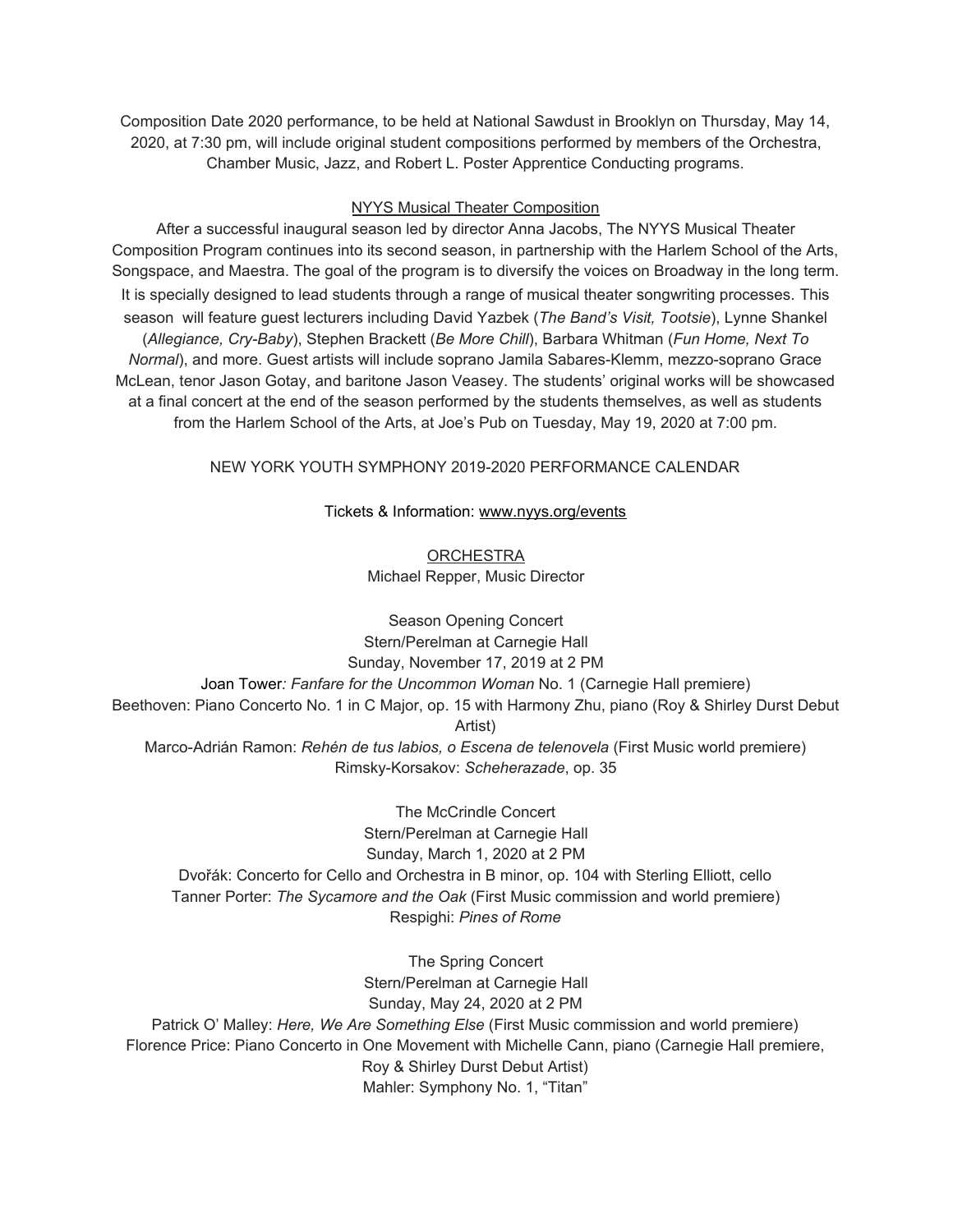Composition Date 2020 performance, to be held at National Sawdust in Brooklyn on Thursday, May 14, 2020, at 7:30 pm, will include original student compositions performed by members of the Orchestra, Chamber Music, Jazz, and Robert L. Poster Apprentice Conducting programs.

## NYYS Musical Theater Composition

After a successful inaugural season led by director Anna Jacobs, The NYYS Musical Theater Composition Program continues into its second season, in partnership with the Harlem School of the Arts, Songspace, and Maestra. The goal of the program is to diversify the voices on Broadway in the long term. It is specially designed to lead students through a range of musical theater songwriting processes. This season will feature guest lecturers including David Yazbek (*The Band's Visit, Tootsie*), Lynne Shankel (*Allegiance, Cry-Baby*), Stephen Brackett (*Be More Chill*), Barbara Whitman (*Fun Home, Next To Normal*), and more. Guest artists will include soprano Jamila Sabares-Klemm, mezzo-soprano Grace McLean, tenor Jason Gotay, and baritone Jason Veasey. The students' original works will be showcased at a final concert at the end of the season performed by the students themselves, as well as students from the Harlem School of the Arts, at Joe's Pub on Tuesday, May 19, 2020 at 7:00 pm.

## NEW YORK YOUTH SYMPHONY 2019-2020 PERFORMANCE CALENDAR

Tickets & Information: www.nyys.org/events

### ORCHESTRA

Michael Repper, Music Director

Season Opening Concert
Stern/Perelman at Carnegie Hall
Sunday, November 17, 2019 at 2 PM
Joan Tower: *Fanfare for the Uncommon Woman* No. 1 (Carnegie Hall premiere)
Beethoven: Piano Concerto No. 1 in C Major, op. 15 with Harmony Zhu, piano (Roy & Shirley Durst Debut Artist)
Marco-Adrián Ramon: *Rehén de tus labios, o Escena de telenovela* (First Music world premiere)
Rimsky-Korsakov: *Scheherazade*, op. 35

The McCrindle Concert
Stern/Perelman at Carnegie Hall
Sunday, March 1, 2020 at 2 PM
Dvořák: Concerto for Cello and Orchestra in B minor, op. 104 with Sterling Elliott, cello
Tanner Porter: *The Sycamore and the Oak* (First Music commission and world premiere)
Respighi: *Pines of Rome*

The Spring Concert
Stern/Perelman at Carnegie Hall
Sunday, May 24, 2020 at 2 PM
Patrick O' Malley: *Here, We Are Something Else* (First Music commission and world premiere)
Florence Price: Piano Concerto in One Movement with Michelle Cann, piano (Carnegie Hall premiere, Roy & Shirley Durst Debut Artist)
Mahler: Symphony No. 1, "Titan"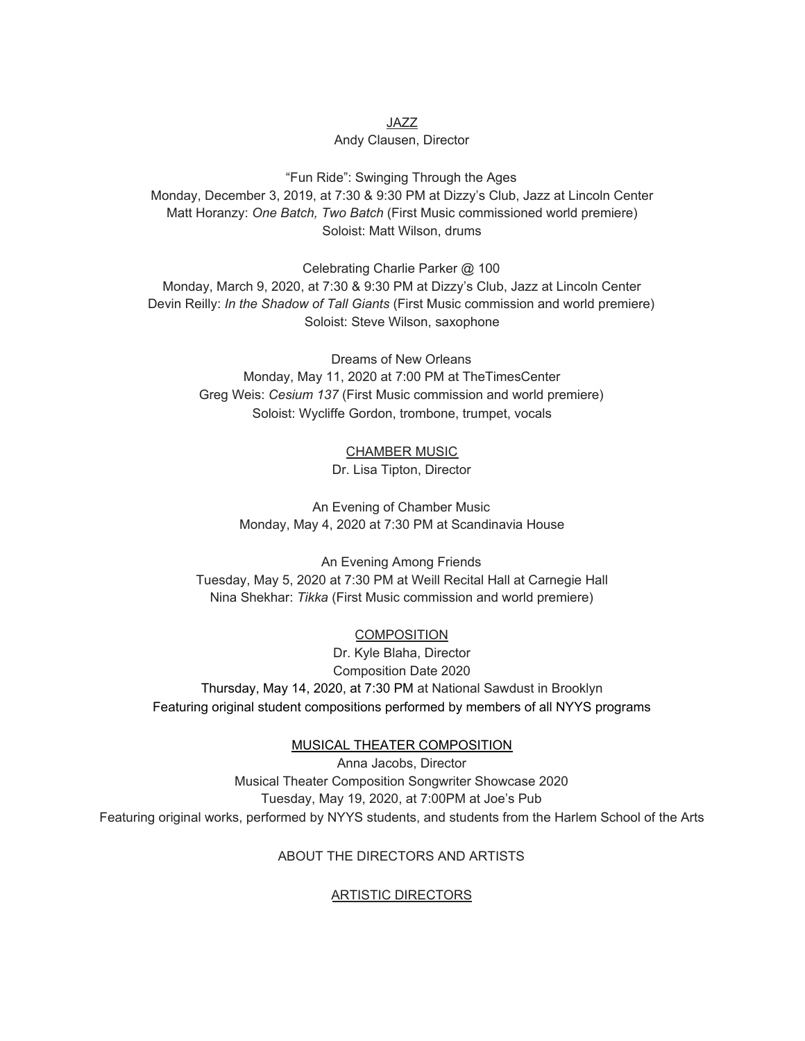## JAZZ

Andy Clausen, Director

"Fun Ride": Swinging Through the Ages
Monday, December 3, 2019, at 7:30 & 9:30 PM at Dizzy's Club, Jazz at Lincoln Center
Matt Horanzy: *One Batch, Two Batch* (First Music commissioned world premiere)
Soloist: Matt Wilson, drums

Celebrating Charlie Parker @ 100
Monday, March 9, 2020, at 7:30 & 9:30 PM at Dizzy's Club, Jazz at Lincoln Center
Devin Reilly: *In the Shadow of Tall Giants* (First Music commission and world premiere)
Soloist: Steve Wilson, saxophone

Dreams of New Orleans
Monday, May 11, 2020 at 7:00 PM at TheTimesCenter
Greg Weis: *Cesium 137* (First Music commission and world premiere)
Soloist: Wycliffe Gordon, trombone, trumpet, vocals

## CHAMBER MUSIC

Dr. Lisa Tipton, Director

An Evening of Chamber Music
Monday, May 4, 2020 at 7:30 PM at Scandinavia House

An Evening Among Friends
Tuesday, May 5, 2020 at 7:30 PM at Weill Recital Hall at Carnegie Hall
Nina Shekhar: *Tikka* (First Music commission and world premiere)

## COMPOSITION

Dr. Kyle Blaha, Director
Composition Date 2020
Thursday, May 14, 2020, at 7:30 PM at National Sawdust in Brooklyn
Featuring original student compositions performed by members of all NYYS programs

## MUSICAL THEATER COMPOSITION

Anna Jacobs, Director
Musical Theater Composition Songwriter Showcase 2020
Tuesday, May 19, 2020, at 7:00PM at Joe's Pub
Featuring original works, performed by NYYS students, and students from the Harlem School of the Arts

# ABOUT THE DIRECTORS AND ARTISTS

## ARTISTIC DIRECTORS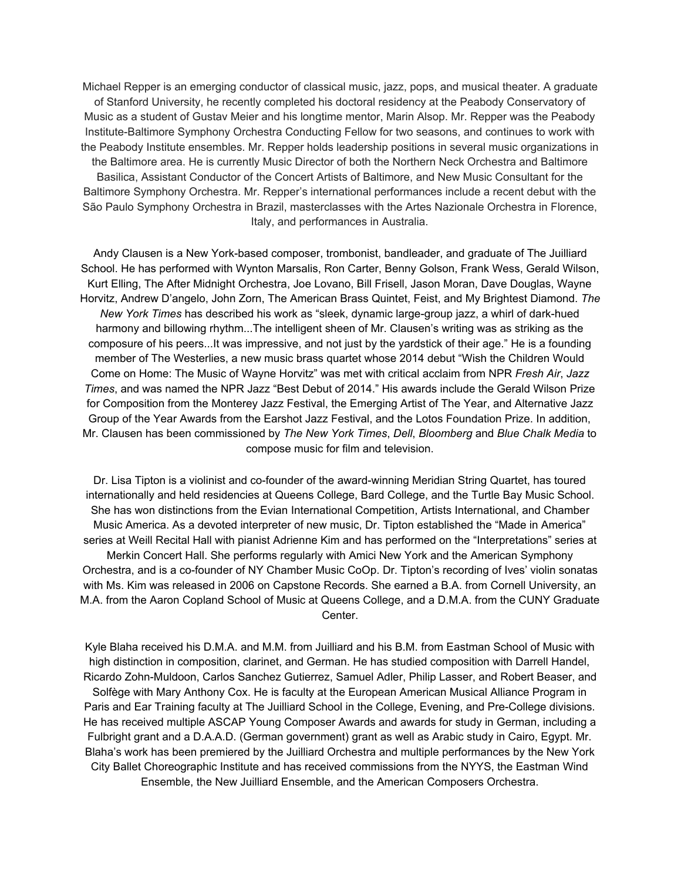Michael Repper is an emerging conductor of classical music, jazz, pops, and musical theater. A graduate of Stanford University, he recently completed his doctoral residency at the Peabody Conservatory of Music as a student of Gustav Meier and his longtime mentor, Marin Alsop. Mr. Repper was the Peabody Institute-Baltimore Symphony Orchestra Conducting Fellow for two seasons, and continues to work with the Peabody Institute ensembles. Mr. Repper holds leadership positions in several music organizations in the Baltimore area. He is currently Music Director of both the Northern Neck Orchestra and Baltimore Basilica, Assistant Conductor of the Concert Artists of Baltimore, and New Music Consultant for the Baltimore Symphony Orchestra. Mr. Repper's international performances include a recent debut with the São Paulo Symphony Orchestra in Brazil, masterclasses with the Artes Nazionale Orchestra in Florence, Italy, and performances in Australia.

Andy Clausen is a New York-based composer, trombonist, bandleader, and graduate of The Juilliard School. He has performed with Wynton Marsalis, Ron Carter, Benny Golson, Frank Wess, Gerald Wilson, Kurt Elling, The After Midnight Orchestra, Joe Lovano, Bill Frisell, Jason Moran, Dave Douglas, Wayne Horvitz, Andrew D'angelo, John Zorn, The American Brass Quintet, Feist, and My Brightest Diamond. *The New York Times* has described his work as "sleek, dynamic large-group jazz, a whirl of dark-hued harmony and billowing rhythm...The intelligent sheen of Mr. Clausen's writing was as striking as the composure of his peers...It was impressive, and not just by the yardstick of their age." He is a founding member of The Westerlies, a new music brass quartet whose 2014 debut "Wish the Children Would Come on Home: The Music of Wayne Horvitz" was met with critical acclaim from NPR *Fresh Air*, *Jazz Times*, and was named the NPR Jazz "Best Debut of 2014." His awards include the Gerald Wilson Prize for Composition from the Monterey Jazz Festival, the Emerging Artist of The Year, and Alternative Jazz Group of the Year Awards from the Earshot Jazz Festival, and the Lotos Foundation Prize. In addition, Mr. Clausen has been commissioned by *The New York Times*, *Dell*, *Bloomberg* and *Blue Chalk Media* to compose music for film and television.

Dr. Lisa Tipton is a violinist and co-founder of the award-winning Meridian String Quartet, has toured internationally and held residencies at Queens College, Bard College, and the Turtle Bay Music School. She has won distinctions from the Evian International Competition, Artists International, and Chamber Music America. As a devoted interpreter of new music, Dr. Tipton established the "Made in America" series at Weill Recital Hall with pianist Adrienne Kim and has performed on the "Interpretations" series at Merkin Concert Hall. She performs regularly with Amici New York and the American Symphony Orchestra, and is a co-founder of NY Chamber Music CoOp. Dr. Tipton's recording of Ives' violin sonatas with Ms. Kim was released in 2006 on Capstone Records. She earned a B.A. from Cornell University, an M.A. from the Aaron Copland School of Music at Queens College, and a D.M.A. from the CUNY Graduate Center.

Kyle Blaha received his D.M.A. and M.M. from Juilliard and his B.M. from Eastman School of Music with high distinction in composition, clarinet, and German. He has studied composition with Darrell Handel, Ricardo Zohn-Muldoon, Carlos Sanchez Gutierrez, Samuel Adler, Philip Lasser, and Robert Beaser, and Solfège with Mary Anthony Cox. He is faculty at the European American Musical Alliance Program in Paris and Ear Training faculty at The Juilliard School in the College, Evening, and Pre-College divisions. He has received multiple ASCAP Young Composer Awards and awards for study in German, including a Fulbright grant and a D.A.A.D. (German government) grant as well as Arabic study in Cairo, Egypt. Mr. Blaha's work has been premiered by the Juilliard Orchestra and multiple performances by the New York City Ballet Choreographic Institute and has received commissions from the NYYS, the Eastman Wind Ensemble, the New Juilliard Ensemble, and the American Composers Orchestra.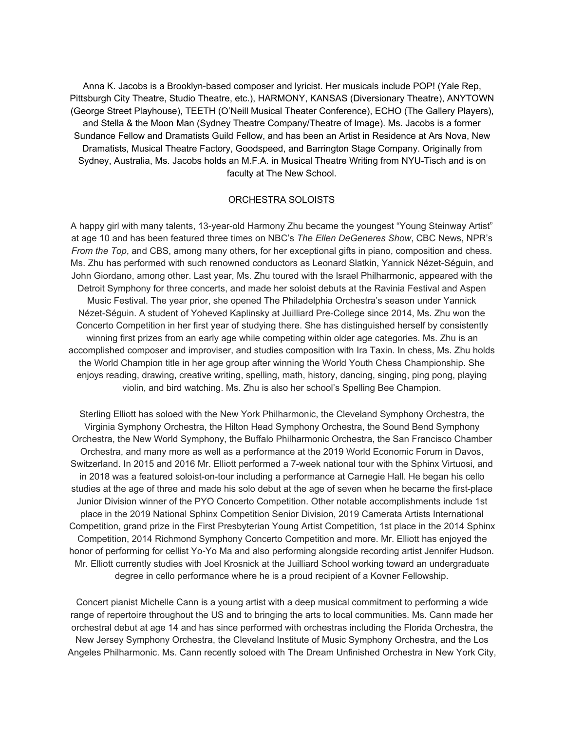Anna K. Jacobs is a Brooklyn-based composer and lyricist. Her musicals include POP! (Yale Rep, Pittsburgh City Theatre, Studio Theatre, etc.), HARMONY, KANSAS (Diversionary Theatre), ANYTOWN (George Street Playhouse), TEETH (O'Neill Musical Theater Conference), ECHO (The Gallery Players), and Stella & the Moon Man (Sydney Theatre Company/Theatre of Image). Ms. Jacobs is a former Sundance Fellow and Dramatists Guild Fellow, and has been an Artist in Residence at Ars Nova, New Dramatists, Musical Theatre Factory, Goodspeed, and Barrington Stage Company. Originally from Sydney, Australia, Ms. Jacobs holds an M.F.A. in Musical Theatre Writing from NYU-Tisch and is on faculty at The New School.

## ORCHESTRA SOLOISTS

A happy girl with many talents, 13-year-old Harmony Zhu became the youngest "Young Steinway Artist" at age 10 and has been featured three times on NBC's *The Ellen DeGeneres Show*, CBC News, NPR's *From the Top*, and CBS, among many others, for her exceptional gifts in piano, composition and chess. Ms. Zhu has performed with such renowned conductors as Leonard Slatkin, Yannick Nézet-Séguin, and John Giordano, among other. Last year, Ms. Zhu toured with the Israel Philharmonic, appeared with the Detroit Symphony for three concerts, and made her soloist debuts at the Ravinia Festival and Aspen Music Festival. The year prior, she opened The Philadelphia Orchestra's season under Yannick Nézet-Séguin. A student of Yoheved Kaplinsky at Juilliard Pre-College since 2014, Ms. Zhu won the Concerto Competition in her first year of studying there. She has distinguished herself by consistently winning first prizes from an early age while competing within older age categories. Ms. Zhu is an accomplished composer and improviser, and studies composition with Ira Taxin. In chess, Ms. Zhu holds the World Champion title in her age group after winning the World Youth Chess Championship. She enjoys reading, drawing, creative writing, spelling, math, history, dancing, singing, ping pong, playing violin, and bird watching. Ms. Zhu is also her school's Spelling Bee Champion.

Sterling Elliott has soloed with the New York Philharmonic, the Cleveland Symphony Orchestra, the Virginia Symphony Orchestra, the Hilton Head Symphony Orchestra, the Sound Bend Symphony Orchestra, the New World Symphony, the Buffalo Philharmonic Orchestra, the San Francisco Chamber Orchestra, and many more as well as a performance at the 2019 World Economic Forum in Davos, Switzerland. In 2015 and 2016 Mr. Elliott performed a 7-week national tour with the Sphinx Virtuosi, and in 2018 was a featured soloist-on-tour including a performance at Carnegie Hall. He began his cello studies at the age of three and made his solo debut at the age of seven when he became the first-place Junior Division winner of the PYO Concerto Competition. Other notable accomplishments include 1st place in the 2019 National Sphinx Competition Senior Division, 2019 Camerata Artists International Competition, grand prize in the First Presbyterian Young Artist Competition, 1st place in the 2014 Sphinx Competition, 2014 Richmond Symphony Concerto Competition and more. Mr. Elliott has enjoyed the honor of performing for cellist Yo-Yo Ma and also performing alongside recording artist Jennifer Hudson. Mr. Elliott currently studies with Joel Krosnick at the Juilliard School working toward an undergraduate degree in cello performance where he is a proud recipient of a Kovner Fellowship.

Concert pianist Michelle Cann is a young artist with a deep musical commitment to performing a wide range of repertoire throughout the US and to bringing the arts to local communities. Ms. Cann made her orchestral debut at age 14 and has since performed with orchestras including the Florida Orchestra, the New Jersey Symphony Orchestra, the Cleveland Institute of Music Symphony Orchestra, and the Los Angeles Philharmonic. Ms. Cann recently soloed with The Dream Unfinished Orchestra in New York City,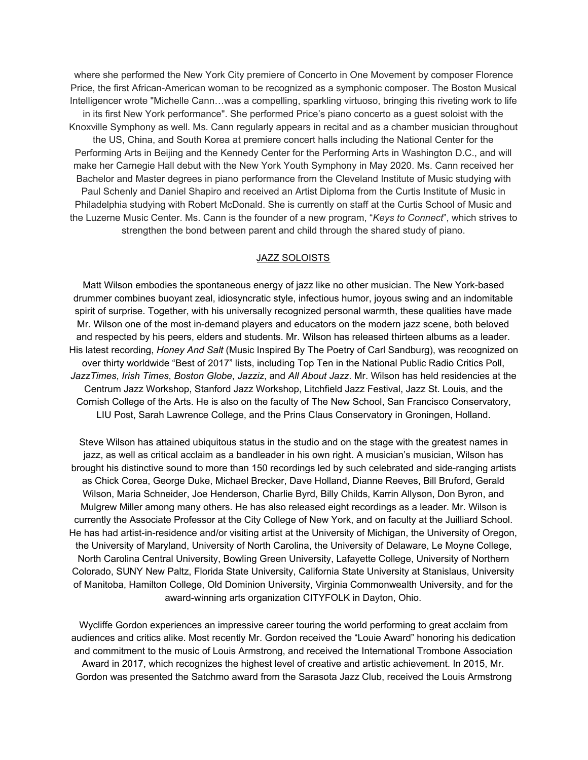where she performed the New York City premiere of Concerto in One Movement by composer Florence Price, the first African-American woman to be recognized as a symphonic composer. The Boston Musical Intelligencer wrote "Michelle Cann…was a compelling, sparkling virtuoso, bringing this riveting work to life in its first New York performance". She performed Price's piano concerto as a guest soloist with the Knoxville Symphony as well. Ms. Cann regularly appears in recital and as a chamber musician throughout the US, China, and South Korea at premiere concert halls including the National Center for the Performing Arts in Beijing and the Kennedy Center for the Performing Arts in Washington D.C., and will make her Carnegie Hall debut with the New York Youth Symphony in May 2020. Ms. Cann received her Bachelor and Master degrees in piano performance from the Cleveland Institute of Music studying with Paul Schenly and Daniel Shapiro and received an Artist Diploma from the Curtis Institute of Music in Philadelphia studying with Robert McDonald. She is currently on staff at the Curtis School of Music and the Luzerne Music Center. Ms. Cann is the founder of a new program, "*Keys to Connect*", which strives to strengthen the bond between parent and child through the shared study of piano.

## JAZZ SOLOISTS

Matt Wilson embodies the spontaneous energy of jazz like no other musician. The New York-based drummer combines buoyant zeal, idiosyncratic style, infectious humor, joyous swing and an indomitable spirit of surprise. Together, with his universally recognized personal warmth, these qualities have made Mr. Wilson one of the most in-demand players and educators on the modern jazz scene, both beloved and respected by his peers, elders and students. Mr. Wilson has released thirteen albums as a leader. His latest recording, *Honey And Salt* (Music Inspired By The Poetry of Carl Sandburg), was recognized on over thirty worldwide "Best of 2017" lists, including Top Ten in the National Public Radio Critics Poll, *JazzTimes*, *Irish Times*, *Boston Globe*, *Jazziz*, and *All About Jazz*. Mr. Wilson has held residencies at the Centrum Jazz Workshop, Stanford Jazz Workshop, Litchfield Jazz Festival, Jazz St. Louis, and the Cornish College of the Arts. He is also on the faculty of The New School, San Francisco Conservatory, LIU Post, Sarah Lawrence College, and the Prins Claus Conservatory in Groningen, Holland.

Steve Wilson has attained ubiquitous status in the studio and on the stage with the greatest names in jazz, as well as critical acclaim as a bandleader in his own right. A musician's musician, Wilson has brought his distinctive sound to more than 150 recordings led by such celebrated and side-ranging artists as Chick Corea, George Duke, Michael Brecker, Dave Holland, Dianne Reeves, Bill Bruford, Gerald Wilson, Maria Schneider, Joe Henderson, Charlie Byrd, Billy Childs, Karrin Allyson, Don Byron, and Mulgrew Miller among many others. He has also released eight recordings as a leader. Mr. Wilson is currently the Associate Professor at the City College of New York, and on faculty at the Juilliard School. He has had artist-in-residence and/or visiting artist at the University of Michigan, the University of Oregon, the University of Maryland, University of North Carolina, the University of Delaware, Le Moyne College, North Carolina Central University, Bowling Green University, Lafayette College, University of Northern Colorado, SUNY New Paltz, Florida State University, California State University at Stanislaus, University of Manitoba, Hamilton College, Old Dominion University, Virginia Commonwealth University, and for the award-winning arts organization CITYFOLK in Dayton, Ohio.

Wycliffe Gordon experiences an impressive career touring the world performing to great acclaim from audiences and critics alike. Most recently Mr. Gordon received the "Louie Award" honoring his dedication and commitment to the music of Louis Armstrong, and received the International Trombone Association Award in 2017, which recognizes the highest level of creative and artistic achievement. In 2015, Mr. Gordon was presented the Satchmo award from the Sarasota Jazz Club, received the Louis Armstrong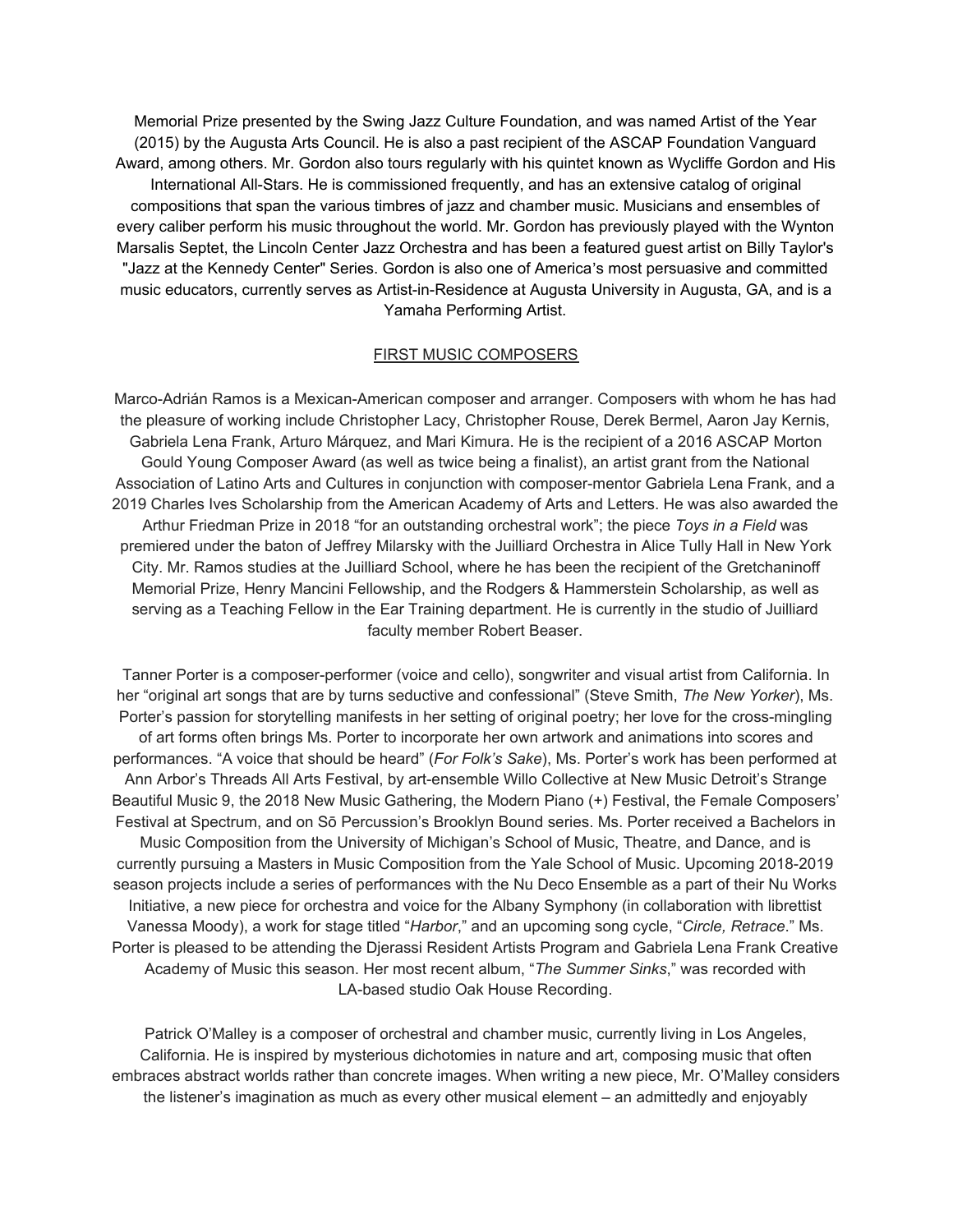Memorial Prize presented by the Swing Jazz Culture Foundation, and was named Artist of the Year (2015) by the Augusta Arts Council. He is also a past recipient of the ASCAP Foundation Vanguard Award, among others. Mr. Gordon also tours regularly with his quintet known as Wycliffe Gordon and His International All-Stars. He is commissioned frequently, and has an extensive catalog of original compositions that span the various timbres of jazz and chamber music. Musicians and ensembles of every caliber perform his music throughout the world. Mr. Gordon has previously played with the Wynton Marsalis Septet, the Lincoln Center Jazz Orchestra and has been a featured guest artist on Billy Taylor's "Jazz at the Kennedy Center" Series. Gordon is also one of America's most persuasive and committed music educators, currently serves as Artist-in-Residence at Augusta University in Augusta, GA, and is a Yamaha Performing Artist.

## FIRST MUSIC COMPOSERS

Marco-Adrián Ramos is a Mexican-American composer and arranger. Composers with whom he has had the pleasure of working include Christopher Lacy, Christopher Rouse, Derek Bermel, Aaron Jay Kernis, Gabriela Lena Frank, Arturo Márquez, and Mari Kimura. He is the recipient of a 2016 ASCAP Morton Gould Young Composer Award (as well as twice being a finalist), an artist grant from the National Association of Latino Arts and Cultures in conjunction with composer-mentor Gabriela Lena Frank, and a 2019 Charles Ives Scholarship from the American Academy of Arts and Letters. He was also awarded the Arthur Friedman Prize in 2018 "for an outstanding orchestral work"; the piece *Toys in a Field* was premiered under the baton of Jeffrey Milarsky with the Juilliard Orchestra in Alice Tully Hall in New York City. Mr. Ramos studies at the Juilliard School, where he has been the recipient of the Gretchaninoff Memorial Prize, Henry Mancini Fellowship, and the Rodgers & Hammerstein Scholarship, as well as serving as a Teaching Fellow in the Ear Training department. He is currently in the studio of Juilliard faculty member Robert Beaser.

Tanner Porter is a composer-performer (voice and cello), songwriter and visual artist from California. In her "original art songs that are by turns seductive and confessional" (Steve Smith, *The New Yorker*), Ms. Porter's passion for storytelling manifests in her setting of original poetry; her love for the cross-mingling of art forms often brings Ms. Porter to incorporate her own artwork and animations into scores and performances. "A voice that should be heard" (*For Folk's Sake*), Ms. Porter's work has been performed at Ann Arbor's Threads All Arts Festival, by art-ensemble Willo Collective at New Music Detroit's Strange Beautiful Music 9, the 2018 New Music Gathering, the Modern Piano (+) Festival, the Female Composers' Festival at Spectrum, and on Sō Percussion's Brooklyn Bound series. Ms. Porter received a Bachelors in Music Composition from the University of Michigan's School of Music, Theatre, and Dance, and is currently pursuing a Masters in Music Composition from the Yale School of Music. Upcoming 2018-2019 season projects include a series of performances with the Nu Deco Ensemble as a part of their Nu Works Initiative, a new piece for orchestra and voice for the Albany Symphony (in collaboration with librettist Vanessa Moody), a work for stage titled "*Harbor*," and an upcoming song cycle, "*Circle, Retrace*." Ms. Porter is pleased to be attending the Djerassi Resident Artists Program and Gabriela Lena Frank Creative Academy of Music this season. Her most recent album, "*The Summer Sinks*," was recorded with LA-based studio Oak House Recording.

Patrick O'Malley is a composer of orchestral and chamber music, currently living in Los Angeles, California. He is inspired by mysterious dichotomies in nature and art, composing music that often embraces abstract worlds rather than concrete images. When writing a new piece, Mr. O'Malley considers the listener's imagination as much as every other musical element – an admittedly and enjoyably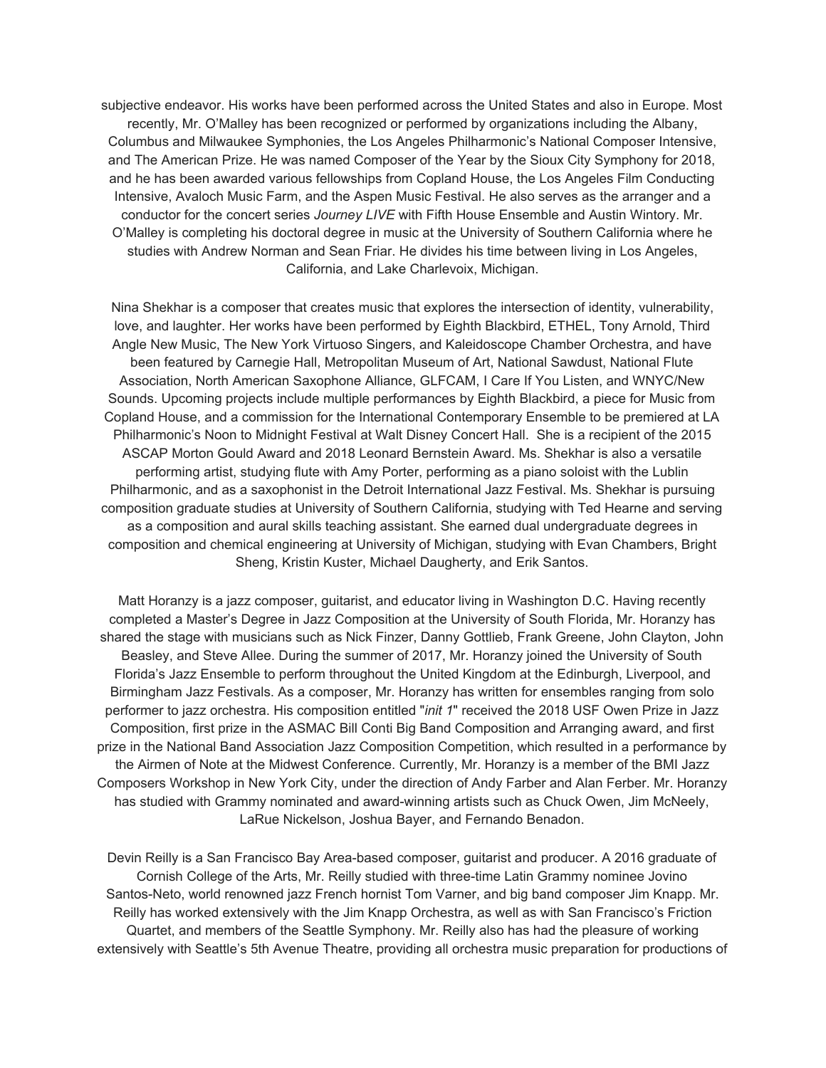subjective endeavor. His works have been performed across the United States and also in Europe. Most recently, Mr. O'Malley has been recognized or performed by organizations including the Albany, Columbus and Milwaukee Symphonies, the Los Angeles Philharmonic's National Composer Intensive, and The American Prize. He was named Composer of the Year by the Sioux City Symphony for 2018, and he has been awarded various fellowships from Copland House, the Los Angeles Film Conducting Intensive, Avaloch Music Farm, and the Aspen Music Festival. He also serves as the arranger and a conductor for the concert series *Journey LIVE* with Fifth House Ensemble and Austin Wintory. Mr. O'Malley is completing his doctoral degree in music at the University of Southern California where he studies with Andrew Norman and Sean Friar. He divides his time between living in Los Angeles, California, and Lake Charlevoix, Michigan.

Nina Shekhar is a composer that creates music that explores the intersection of identity, vulnerability, love, and laughter. Her works have been performed by Eighth Blackbird, ETHEL, Tony Arnold, Third Angle New Music, The New York Virtuoso Singers, and Kaleidoscope Chamber Orchestra, and have been featured by Carnegie Hall, Metropolitan Museum of Art, National Sawdust, National Flute Association, North American Saxophone Alliance, GLFCAM, I Care If You Listen, and WNYC/New Sounds. Upcoming projects include multiple performances by Eighth Blackbird, a piece for Music from Copland House, and a commission for the International Contemporary Ensemble to be premiered at LA Philharmonic's Noon to Midnight Festival at Walt Disney Concert Hall. She is a recipient of the 2015 ASCAP Morton Gould Award and 2018 Leonard Bernstein Award. Ms. Shekhar is also a versatile performing artist, studying flute with Amy Porter, performing as a piano soloist with the Lublin Philharmonic, and as a saxophonist in the Detroit International Jazz Festival. Ms. Shekhar is pursuing composition graduate studies at University of Southern California, studying with Ted Hearne and serving as a composition and aural skills teaching assistant. She earned dual undergraduate degrees in composition and chemical engineering at University of Michigan, studying with Evan Chambers, Bright Sheng, Kristin Kuster, Michael Daugherty, and Erik Santos.

Matt Horanzy is a jazz composer, guitarist, and educator living in Washington D.C. Having recently completed a Master's Degree in Jazz Composition at the University of South Florida, Mr. Horanzy has shared the stage with musicians such as Nick Finzer, Danny Gottlieb, Frank Greene, John Clayton, John Beasley, and Steve Allee. During the summer of 2017, Mr. Horanzy joined the University of South Florida's Jazz Ensemble to perform throughout the United Kingdom at the Edinburgh, Liverpool, and Birmingham Jazz Festivals. As a composer, Mr. Horanzy has written for ensembles ranging from solo performer to jazz orchestra. His composition entitled "*init 1*" received the 2018 USF Owen Prize in Jazz Composition, first prize in the ASMAC Bill Conti Big Band Composition and Arranging award, and first prize in the National Band Association Jazz Composition Competition, which resulted in a performance by the Airmen of Note at the Midwest Conference. Currently, Mr. Horanzy is a member of the BMI Jazz Composers Workshop in New York City, under the direction of Andy Farber and Alan Ferber. Mr. Horanzy has studied with Grammy nominated and award-winning artists such as Chuck Owen, Jim McNeely, LaRue Nickelson, Joshua Bayer, and Fernando Benadon.

Devin Reilly is a San Francisco Bay Area-based composer, guitarist and producer. A 2016 graduate of Cornish College of the Arts, Mr. Reilly studied with three-time Latin Grammy nominee Jovino Santos-Neto, world renowned jazz French hornist Tom Varner, and big band composer Jim Knapp. Mr. Reilly has worked extensively with the Jim Knapp Orchestra, as well as with San Francisco's Friction Quartet, and members of the Seattle Symphony. Mr. Reilly also has had the pleasure of working extensively with Seattle's 5th Avenue Theatre, providing all orchestra music preparation for productions of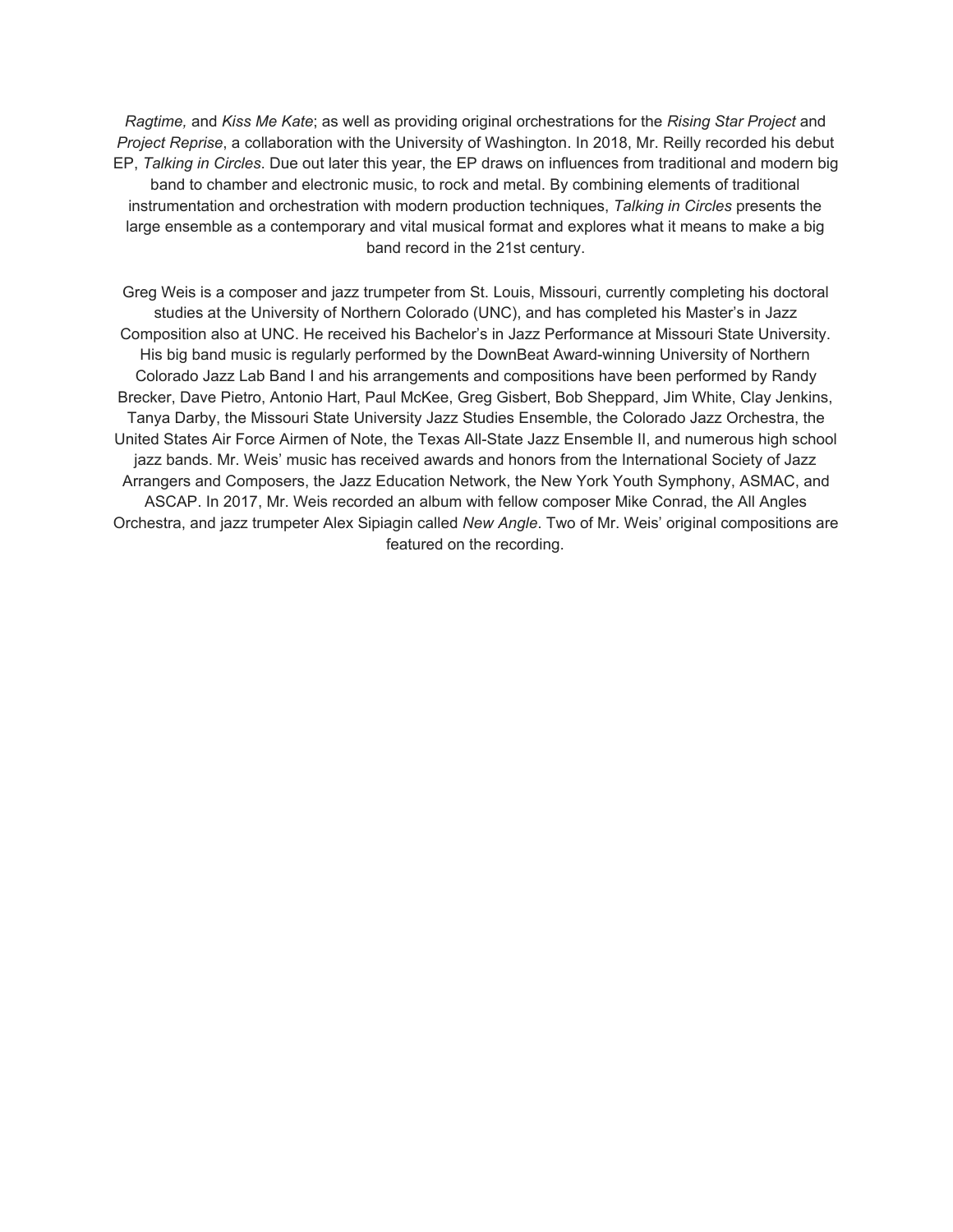*Ragtime,* and *Kiss Me Kate*; as well as providing original orchestrations for the *Rising Star Project* and *Project Reprise*, a collaboration with the University of Washington. In 2018, Mr. Reilly recorded his debut EP, *Talking in Circles*. Due out later this year, the EP draws on influences from traditional and modern big band to chamber and electronic music, to rock and metal. By combining elements of traditional instrumentation and orchestration with modern production techniques, *Talking in Circles* presents the large ensemble as a contemporary and vital musical format and explores what it means to make a big band record in the 21st century.

Greg Weis is a composer and jazz trumpeter from St. Louis, Missouri, currently completing his doctoral studies at the University of Northern Colorado (UNC), and has completed his Master's in Jazz Composition also at UNC. He received his Bachelor's in Jazz Performance at Missouri State University. His big band music is regularly performed by the DownBeat Award-winning University of Northern Colorado Jazz Lab Band I and his arrangements and compositions have been performed by Randy Brecker, Dave Pietro, Antonio Hart, Paul McKee, Greg Gisbert, Bob Sheppard, Jim White, Clay Jenkins, Tanya Darby, the Missouri State University Jazz Studies Ensemble, the Colorado Jazz Orchestra, the United States Air Force Airmen of Note, the Texas All-State Jazz Ensemble II, and numerous high school jazz bands. Mr. Weis' music has received awards and honors from the International Society of Jazz Arrangers and Composers, the Jazz Education Network, the New York Youth Symphony, ASMAC, and ASCAP. In 2017, Mr. Weis recorded an album with fellow composer Mike Conrad, the All Angles Orchestra, and jazz trumpeter Alex Sipiagin called *New Angle*. Two of Mr. Weis' original compositions are featured on the recording.